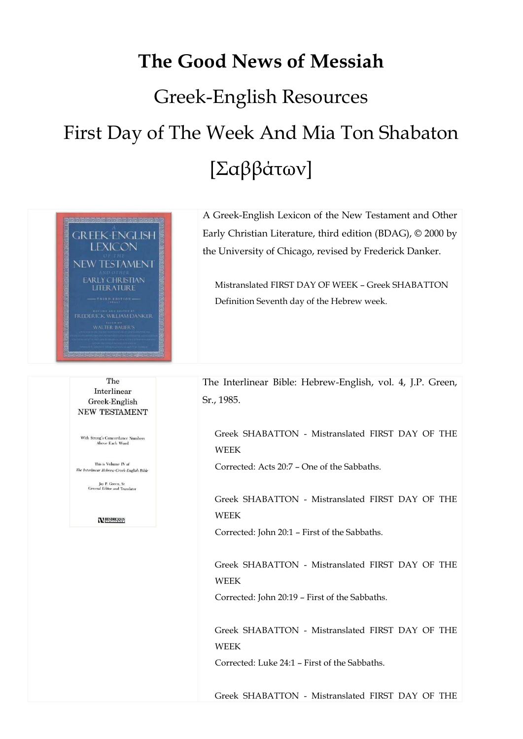# The Good News of Messiah

## Greek-English Resources

## First Day of The Week And Mia Ton Shabaton [Σαββάτων]

| | |
|---|---|
| A GREEK-ENGLISH LEXICON OF THE NEW TESTAMENT AND OTHER EARLY CHRISTIAN LITERATURE — THIRD EDITION — REVISED AND EDITED BY FREDERICK WILLIAM DANKER BASED ON WALTER BAUER'S | A Greek-English Lexicon of the New Testament and Other Early Christian Literature, third edition (BDAG), © 2000 by the University of Chicago, revised by Frederick Danker.<br><br>Mistranslated FIRST DAY OF WEEK – Greek SHABATTON<br>Definition Seventh day of the Hebrew week. |
| The Interlinear Greek-English NEW TESTAMENT<br><br>With Strong's Concordance Numbers Above Each Word<br><br>This is Volume IV of The Interlinear Hebrew-Greek-English Bible<br><br>Jay P. Green, Sr. General Editor and Translator<br><br>HENDRICKSON | The Interlinear Bible: Hebrew-English, vol. 4, J.P. Green, Sr., 1985.<br><br>Greek SHABATTON - Mistranslated FIRST DAY OF THE WEEK<br>Corrected: Acts 20:7 – One of the Sabbaths.<br><br>Greek SHABATTON - Mistranslated FIRST DAY OF THE WEEK<br>Corrected: John 20:1 – First of the Sabbaths.<br><br>Greek SHABATTON - Mistranslated FIRST DAY OF THE WEEK<br>Corrected: John 20:19 – First of the Sabbaths.<br><br>Greek SHABATTON - Mistranslated FIRST DAY OF THE WEEK<br>Corrected: Luke 24:1 – First of the Sabbaths.<br><br>Greek SHABATTON - Mistranslated FIRST DAY OF THE |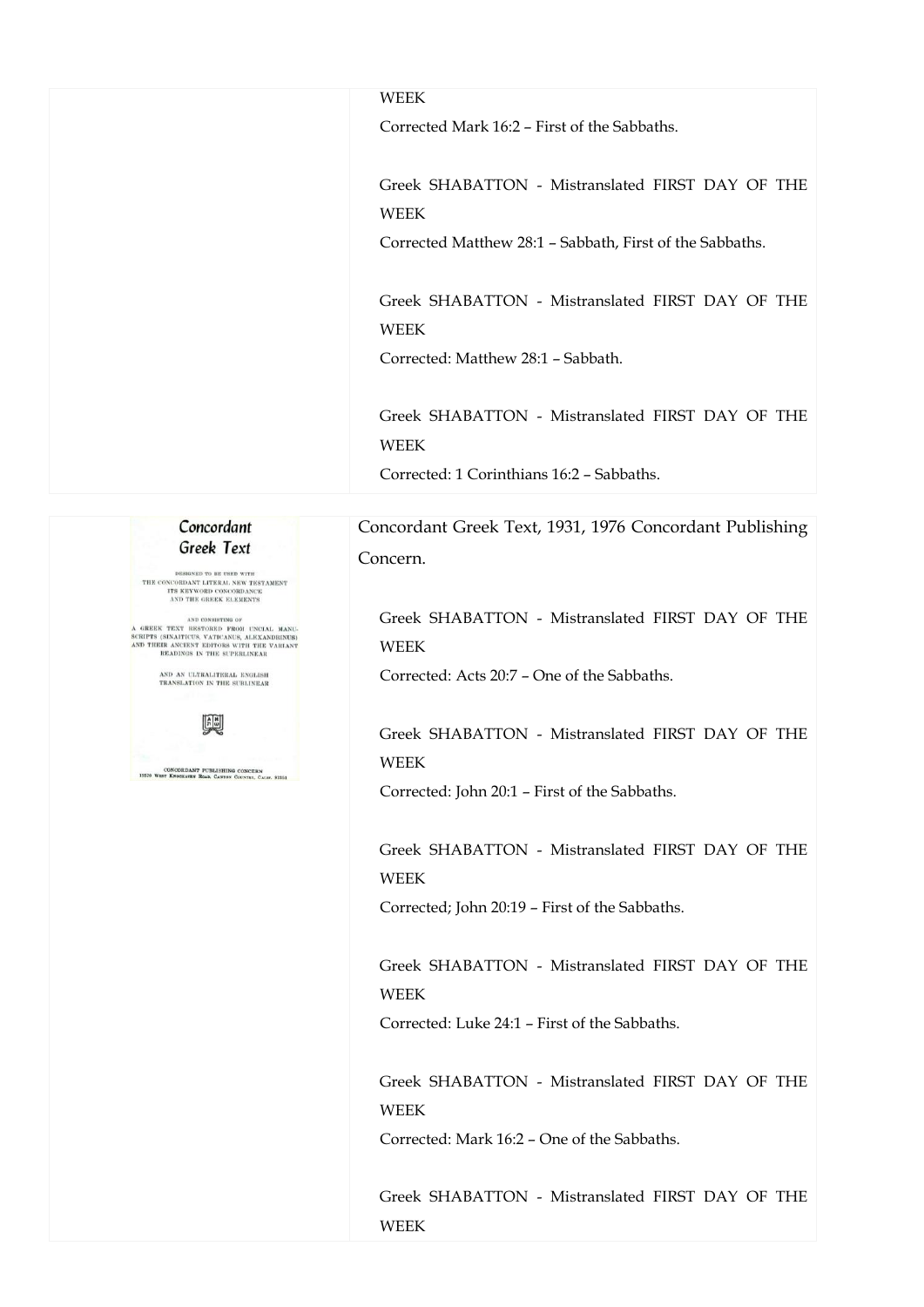WEEK

Corrected Mark 16:2 – First of the Sabbaths.

Greek SHABATTON - Mistranslated FIRST DAY OF THE WEEK

Corrected Matthew 28:1 – Sabbath, First of the Sabbaths.

Greek SHABATTON - Mistranslated FIRST DAY OF THE WEEK

Corrected: Matthew 28:1 – Sabbath.

Greek SHABATTON - Mistranslated FIRST DAY OF THE WEEK

Corrected: 1 Corinthians 16:2 – Sabbaths.

Concordant Greek Text

DESIGNED TO BE USED WITH THE CONCORDANT LITERAL NEW TESTAMENT ITS KEYWORD CONCORDANCE AND THE GREEK ELEMENTS

AND CONSISTING OF A GREEK TEXT RESTORED FROM UNCIAL MANUSCRIPTS (SINAITICUS, VATICANUS, ALEXANDRINUS) AND THEIR ANCIENT EDITORS WITH THE VARIANT READINGS IN THE SUPERLINEAR

AND AN ULTRALITERAL ENGLISH TRANSLATION IN THE SUBLINEAR

CONCORDANT PUBLISHING CONCERN 15570 WEST KNOCHAVEN ROAD, CANYON COUNTRY, CALIF. 91351

Concordant Greek Text, 1931, 1976 Concordant Publishing Concern.

Greek SHABATTON - Mistranslated FIRST DAY OF THE WEEK

Corrected: Acts 20:7 – One of the Sabbaths.

Greek SHABATTON - Mistranslated FIRST DAY OF THE WEEK

Corrected: John 20:1 – First of the Sabbaths.

Greek SHABATTON - Mistranslated FIRST DAY OF THE WEEK

Corrected; John 20:19 – First of the Sabbaths.

Greek SHABATTON - Mistranslated FIRST DAY OF THE WEEK

Corrected: Luke 24:1 – First of the Sabbaths.

Greek SHABATTON - Mistranslated FIRST DAY OF THE WEEK

Corrected: Mark 16:2 – One of the Sabbaths.

Greek SHABATTON - Mistranslated FIRST DAY OF THE WEEK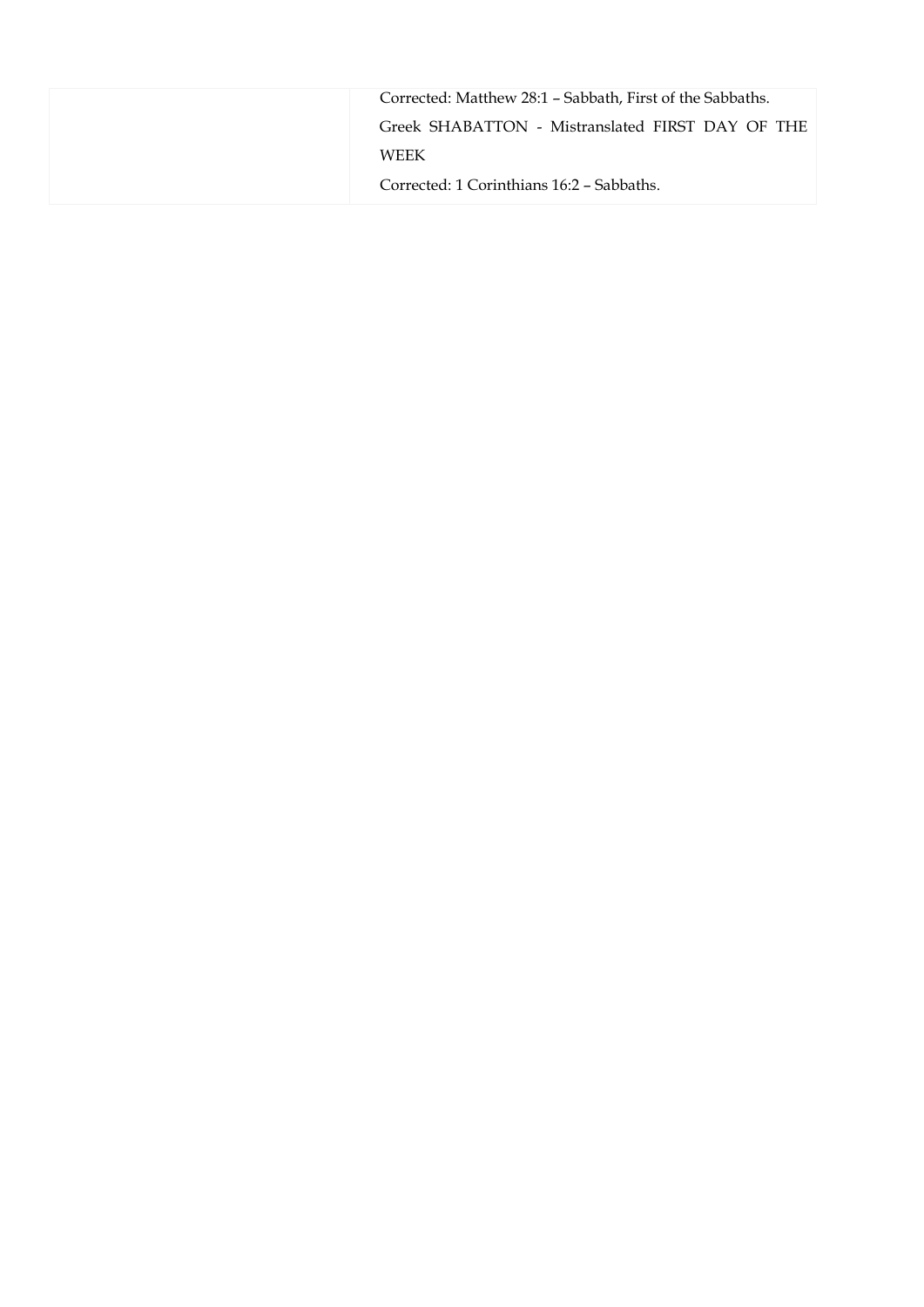| | |
|---|---|
| | Corrected: Matthew 28:1 – Sabbath, First of the Sabbaths.<br>Greek SHABATTON - Mistranslated FIRST DAY OF THE WEEK<br>Corrected: 1 Corinthians 16:2 – Sabbaths. |